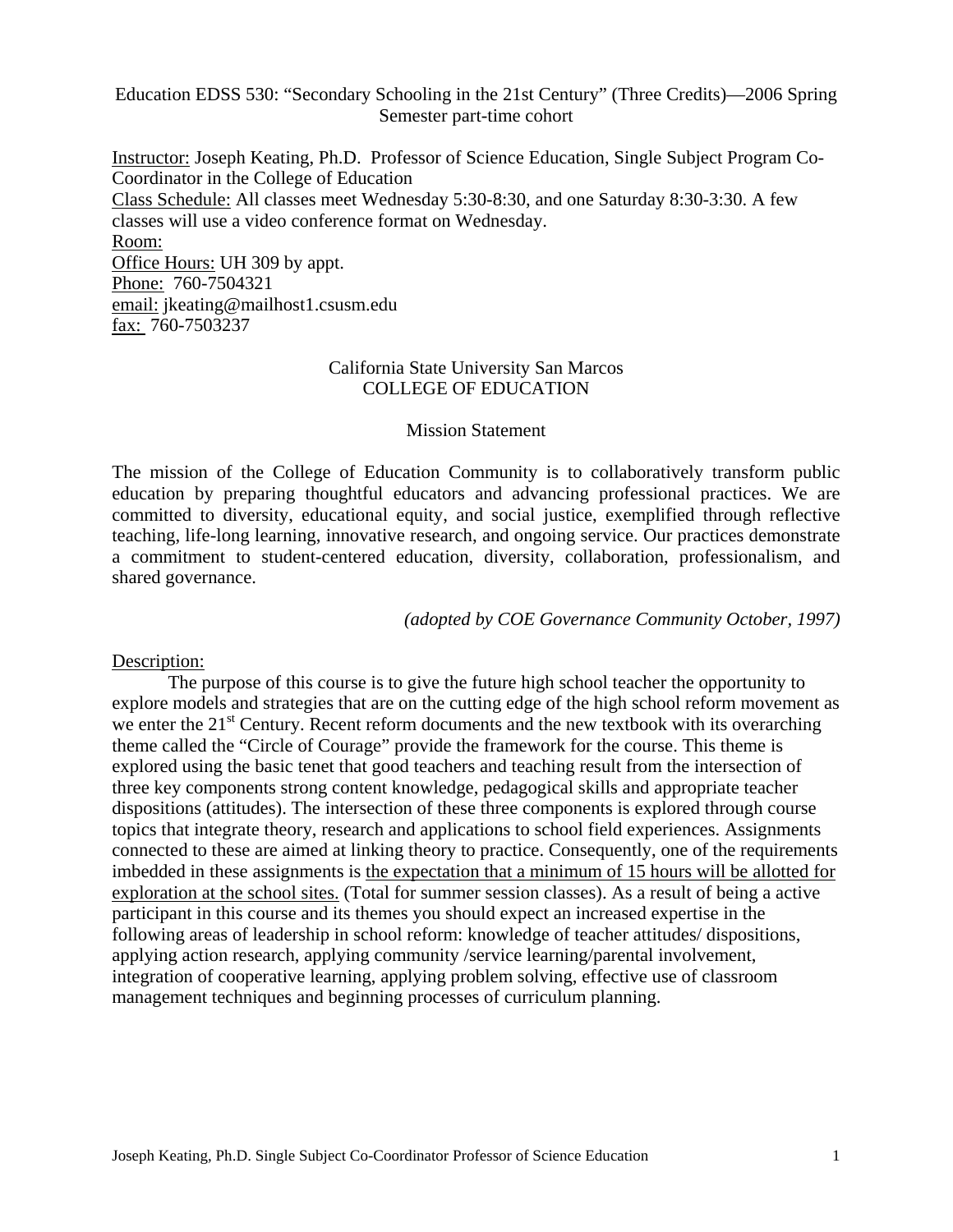Education EDSS 530: "Secondary Schooling in the 21st Century" (Three Credits)—2006 Spring Semester part-time cohort

Instructor: Joseph Keating, Ph.D. Professor of Science Education, Single Subject Program Co-Coordinator in the College of Education
Class Schedule: All classes meet Wednesday 5:30-8:30, and one Saturday 8:30-3:30. A few classes will use a video conference format on Wednesday.
Room:
Office Hours: UH 309 by appt.
Phone: 760-7504321
email: jkeating@mailhost1.csusm.edu
fax: 760-7503237

## California State University San Marcos
## COLLEGE OF EDUCATION

### Mission Statement

The mission of the College of Education Community is to collaboratively transform public education by preparing thoughtful educators and advancing professional practices. We are committed to diversity, educational equity, and social justice, exemplified through reflective teaching, life-long learning, innovative research, and ongoing service. Our practices demonstrate a commitment to student-centered education, diversity, collaboration, professionalism, and shared governance.

*(adopted by COE Governance Community October, 1997)*

Description:

The purpose of this course is to give the future high school teacher the opportunity to explore models and strategies that are on the cutting edge of the high school reform movement as we enter the 21st Century. Recent reform documents and the new textbook with its overarching theme called the "Circle of Courage" provide the framework for the course. This theme is explored using the basic tenet that good teachers and teaching result from the intersection of three key components strong content knowledge, pedagogical skills and appropriate teacher dispositions (attitudes). The intersection of these three components is explored through course topics that integrate theory, research and applications to school field experiences. Assignments connected to these are aimed at linking theory to practice. Consequently, one of the requirements imbedded in these assignments is the expectation that a minimum of 15 hours will be allotted for exploration at the school sites. (Total for summer session classes). As a result of being a active participant in this course and its themes you should expect an increased expertise in the following areas of leadership in school reform: knowledge of teacher attitudes/ dispositions, applying action research, applying community /service learning/parental involvement, integration of cooperative learning, applying problem solving, effective use of classroom management techniques and beginning processes of curriculum planning.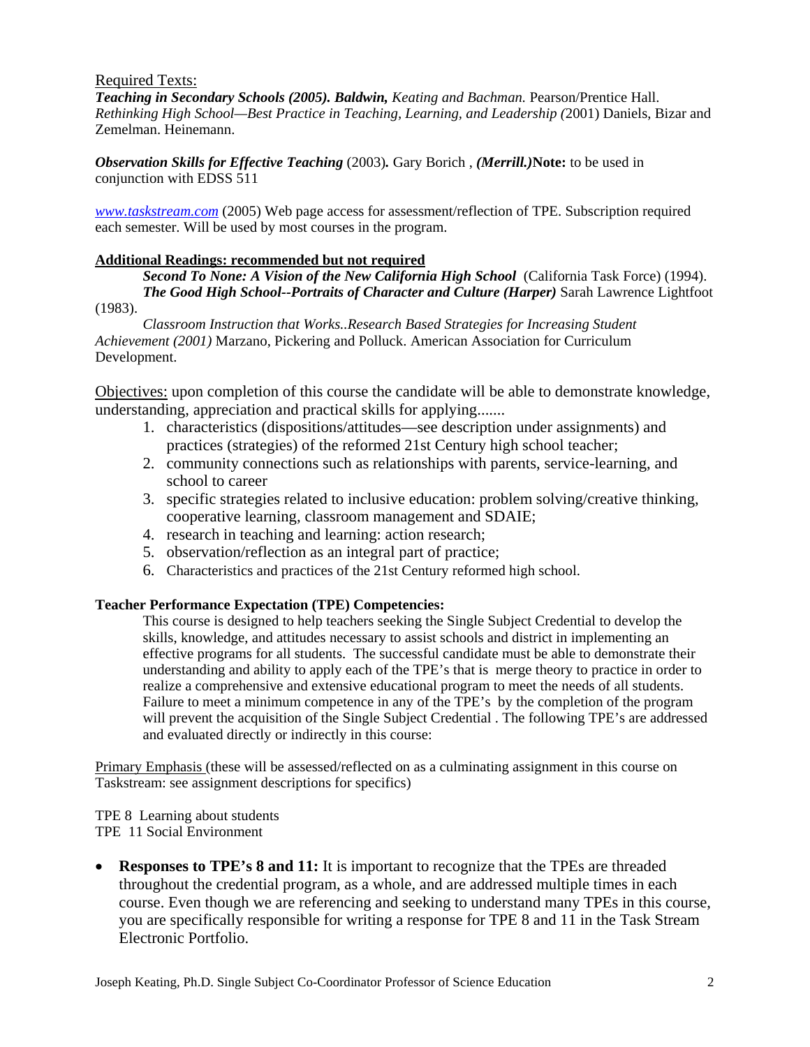Required Texts:

***Teaching in Secondary Schools (2005). Baldwin,** Keating and Bachman.* Pearson/Prentice Hall.
*Rethinking High School—Best Practice in Teaching, Learning, and Leadership (*2001) Daniels, Bizar and Zemelman. Heinemann.

***Observation Skills for Effective Teaching*** (2003)**.** Gary Borich , ***(Merrill.)*****Note:** to be used in conjunction with EDSS 511

*www.taskstream.com* (2005) Web page access for assessment/reflection of TPE. Subscription required each semester. Will be used by most courses in the program.

**Additional Readings: recommended but not required**

***Second To None: A Vision of the New California High School*** (California Task Force) (1994).

***The Good High School--Portraits of Character and Culture (Harper)*** Sarah Lawrence Lightfoot (1983).

*Classroom Instruction that Works..Research Based Strategies for Increasing Student Achievement (2001)* Marzano, Pickering and Polluck. American Association for Curriculum Development.

Objectives: upon completion of this course the candidate will be able to demonstrate knowledge, understanding, appreciation and practical skills for applying.......

1. characteristics (dispositions/attitudes—see description under assignments) and practices (strategies) of the reformed 21st Century high school teacher;
2. community connections such as relationships with parents, service-learning, and school to career
3. specific strategies related to inclusive education: problem solving/creative thinking, cooperative learning, classroom management and SDAIE;
4. research in teaching and learning: action research;
5. observation/reflection as an integral part of practice;
6. Characteristics and practices of the 21st Century reformed high school.

**Teacher Performance Expectation (TPE) Competencies:**

This course is designed to help teachers seeking the Single Subject Credential to develop the skills, knowledge, and attitudes necessary to assist schools and district in implementing an effective programs for all students. The successful candidate must be able to demonstrate their understanding and ability to apply each of the TPE's that is merge theory to practice in order to realize a comprehensive and extensive educational program to meet the needs of all students. Failure to meet a minimum competence in any of the TPE's by the completion of the program will prevent the acquisition of the Single Subject Credential . The following TPE's are addressed and evaluated directly or indirectly in this course:

Primary Emphasis (these will be assessed/reflected on as a culminating assignment in this course on Taskstream: see assignment descriptions for specifics)

TPE 8 Learning about students
TPE 11 Social Environment

- **Responses to TPE's 8 and 11:** It is important to recognize that the TPEs are threaded throughout the credential program, as a whole, and are addressed multiple times in each course. Even though we are referencing and seeking to understand many TPEs in this course, you are specifically responsible for writing a response for TPE 8 and 11 in the Task Stream Electronic Portfolio.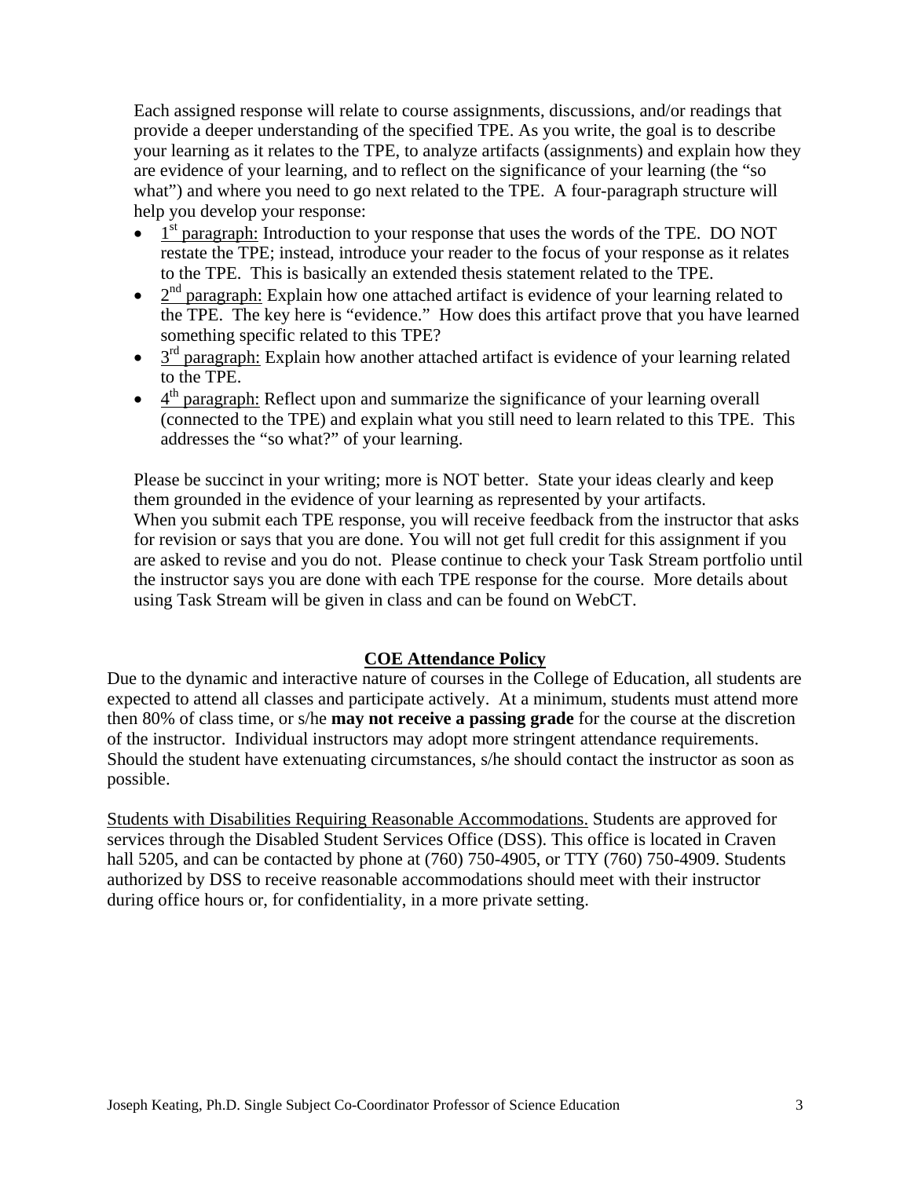Each assigned response will relate to course assignments, discussions, and/or readings that provide a deeper understanding of the specified TPE. As you write, the goal is to describe your learning as it relates to the TPE, to analyze artifacts (assignments) and explain how they are evidence of your learning, and to reflect on the significance of your learning (the "so what") and where you need to go next related to the TPE. A four-paragraph structure will help you develop your response:

- 1st paragraph: Introduction to your response that uses the words of the TPE. DO NOT restate the TPE; instead, introduce your reader to the focus of your response as it relates to the TPE. This is basically an extended thesis statement related to the TPE.
- 2nd paragraph: Explain how one attached artifact is evidence of your learning related to the TPE. The key here is "evidence." How does this artifact prove that you have learned something specific related to this TPE?
- 3rd paragraph: Explain how another attached artifact is evidence of your learning related to the TPE.
- 4th paragraph: Reflect upon and summarize the significance of your learning overall (connected to the TPE) and explain what you still need to learn related to this TPE. This addresses the "so what?" of your learning.

Please be succinct in your writing; more is NOT better. State your ideas clearly and keep them grounded in the evidence of your learning as represented by your artifacts. When you submit each TPE response, you will receive feedback from the instructor that asks for revision or says that you are done. You will not get full credit for this assignment if you are asked to revise and you do not. Please continue to check your Task Stream portfolio until the instructor says you are done with each TPE response for the course. More details about using Task Stream will be given in class and can be found on WebCT.

## COE Attendance Policy

Due to the dynamic and interactive nature of courses in the College of Education, all students are expected to attend all classes and participate actively. At a minimum, students must attend more then 80% of class time, or s/he **may not receive a passing grade** for the course at the discretion of the instructor. Individual instructors may adopt more stringent attendance requirements. Should the student have extenuating circumstances, s/he should contact the instructor as soon as possible.

Students with Disabilities Requiring Reasonable Accommodations. Students are approved for services through the Disabled Student Services Office (DSS). This office is located in Craven hall 5205, and can be contacted by phone at (760) 750-4905, or TTY (760) 750-4909. Students authorized by DSS to receive reasonable accommodations should meet with their instructor during office hours or, for confidentiality, in a more private setting.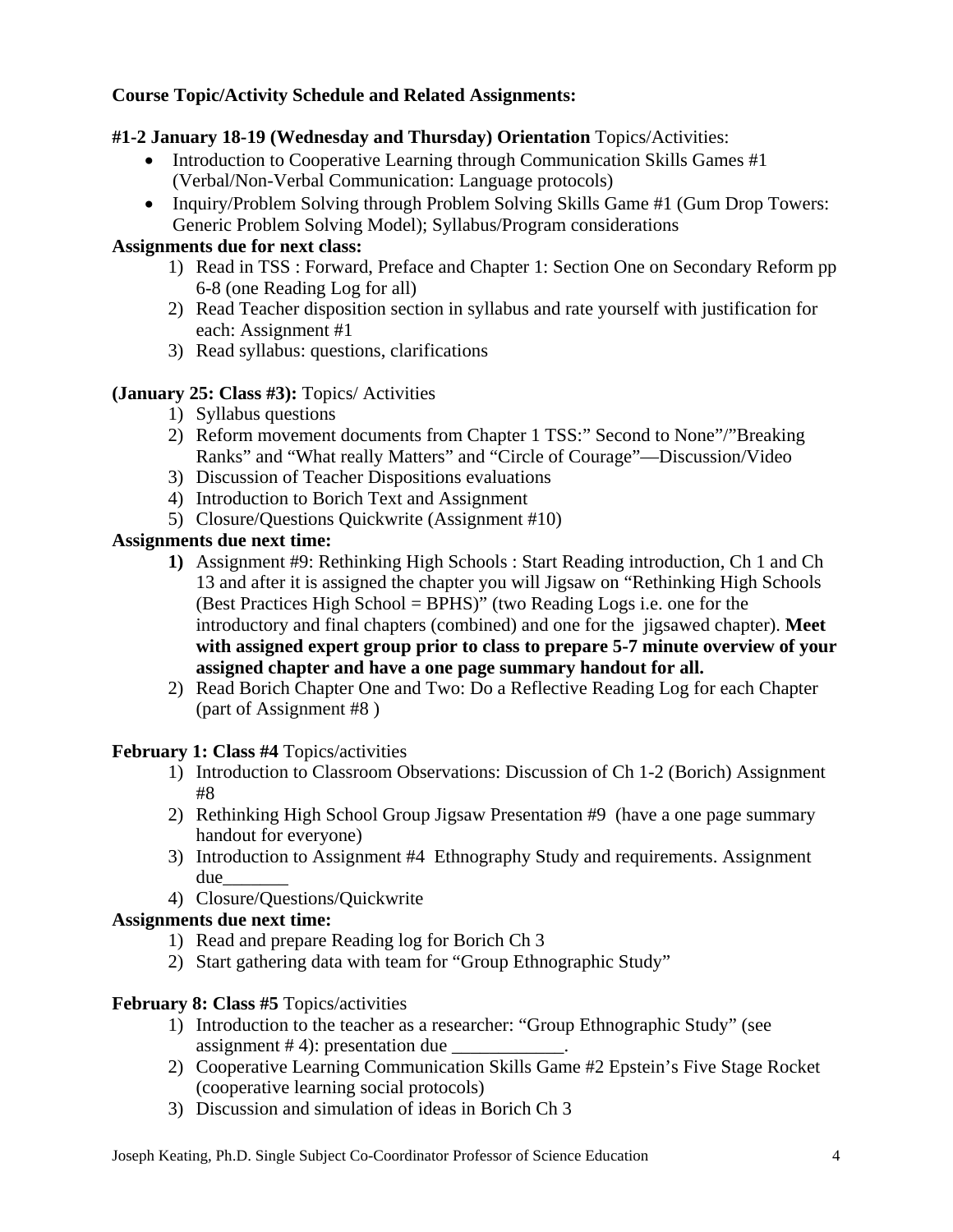**Course Topic/Activity Schedule and Related Assignments:**

**#1-2 January 18-19 (Wednesday and Thursday) Orientation** Topics/Activities:

- Introduction to Cooperative Learning through Communication Skills Games #1 (Verbal/Non-Verbal Communication: Language protocols)
- Inquiry/Problem Solving through Problem Solving Skills Game #1 (Gum Drop Towers: Generic Problem Solving Model); Syllabus/Program considerations

**Assignments due for next class:**

1) Read in TSS : Forward, Preface and Chapter 1: Section One on Secondary Reform pp 6-8 (one Reading Log for all)
2) Read Teacher disposition section in syllabus and rate yourself with justification for each: Assignment #1
3) Read syllabus: questions, clarifications

**(January 25: Class #3):** Topics/ Activities

1) Syllabus questions
2) Reform movement documents from Chapter 1 TSS:" Second to None"/"Breaking Ranks" and "What really Matters" and "Circle of Courage"—Discussion/Video
3) Discussion of Teacher Dispositions evaluations
4) Introduction to Borich Text and Assignment
5) Closure/Questions Quickwrite (Assignment #10)

**Assignments due next time:**

1) Assignment #9: Rethinking High Schools : Start Reading introduction, Ch 1 and Ch 13 and after it is assigned the chapter you will Jigsaw on "Rethinking High Schools (Best Practices High School = BPHS)" (two Reading Logs i.e. one for the introductory and final chapters (combined) and one for the jigsawed chapter). **Meet with assigned expert group prior to class to prepare 5-7 minute overview of your assigned chapter and have a one page summary handout for all.**
2) Read Borich Chapter One and Two: Do a Reflective Reading Log for each Chapter (part of Assignment #8 )

**February 1: Class #4** Topics/activities

1) Introduction to Classroom Observations: Discussion of Ch 1-2 (Borich) Assignment #8
2) Rethinking High School Group Jigsaw Presentation #9 (have a one page summary handout for everyone)
3) Introduction to Assignment #4 Ethnography Study and requirements. Assignment due_______
4) Closure/Questions/Quickwrite

**Assignments due next time:**

1) Read and prepare Reading log for Borich Ch 3
2) Start gathering data with team for "Group Ethnographic Study"

**February 8: Class #5** Topics/activities

1) Introduction to the teacher as a researcher: "Group Ethnographic Study" (see assignment # 4): presentation due ____________.
2) Cooperative Learning Communication Skills Game #2 Epstein's Five Stage Rocket (cooperative learning social protocols)
3) Discussion and simulation of ideas in Borich Ch 3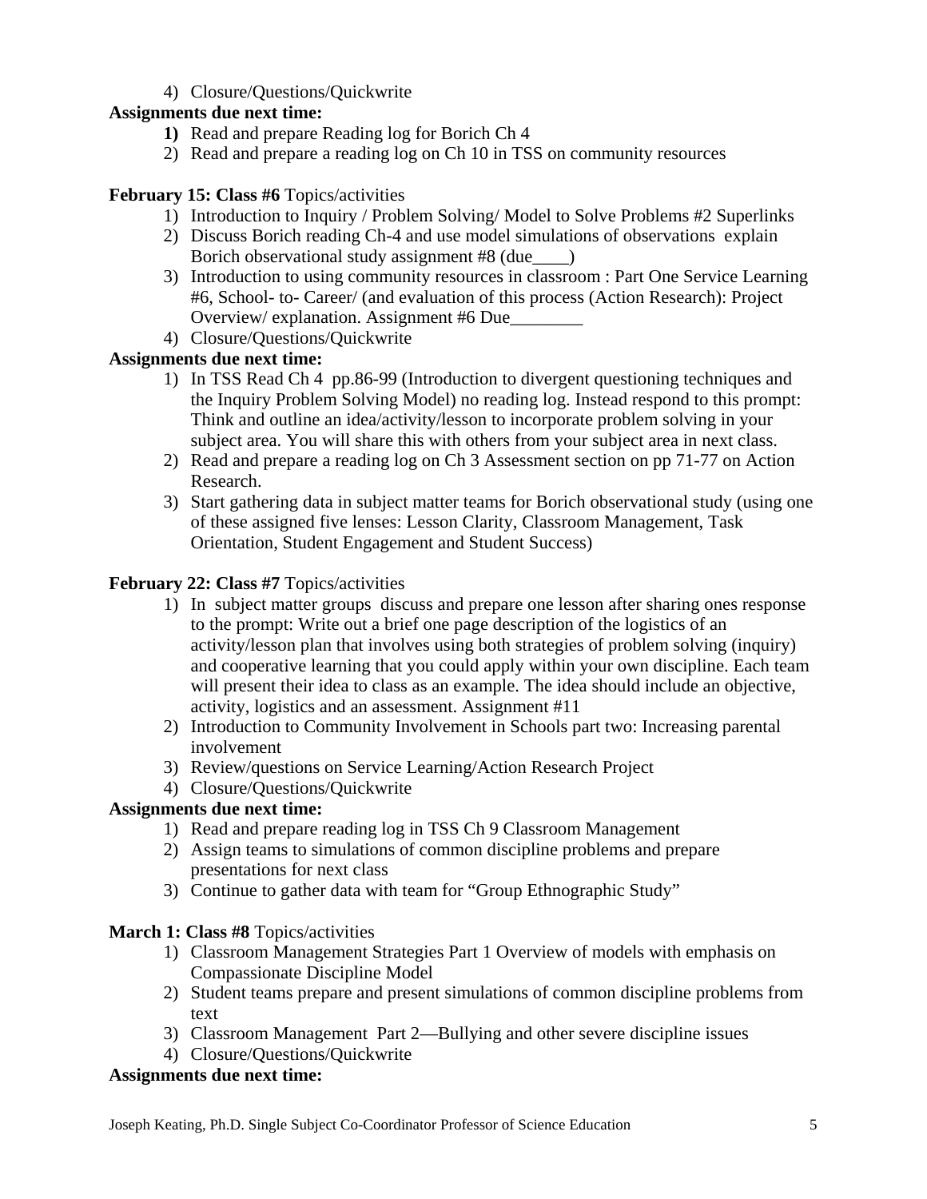4) Closure/Questions/Quickwrite

**Assignments due next time:**

1) Read and prepare Reading log for Borich Ch 4
2) Read and prepare a reading log on Ch 10 in TSS on community resources

**February 15: Class #6** Topics/activities

1) Introduction to Inquiry / Problem Solving/ Model to Solve Problems #2 Superlinks
2) Discuss Borich reading Ch-4 and use model simulations of observations explain Borich observational study assignment #8 (due____)
3) Introduction to using community resources in classroom : Part One Service Learning #6, School- to- Career/ (and evaluation of this process (Action Research): Project Overview/ explanation. Assignment #6 Due________
4) Closure/Questions/Quickwrite

**Assignments due next time:**

1) In TSS Read Ch 4 pp.86-99 (Introduction to divergent questioning techniques and the Inquiry Problem Solving Model) no reading log. Instead respond to this prompt: Think and outline an idea/activity/lesson to incorporate problem solving in your subject area. You will share this with others from your subject area in next class.
2) Read and prepare a reading log on Ch 3 Assessment section on pp 71-77 on Action Research.
3) Start gathering data in subject matter teams for Borich observational study (using one of these assigned five lenses: Lesson Clarity, Classroom Management, Task Orientation, Student Engagement and Student Success)

**February 22: Class #7** Topics/activities

1) In subject matter groups discuss and prepare one lesson after sharing ones response to the prompt: Write out a brief one page description of the logistics of an activity/lesson plan that involves using both strategies of problem solving (inquiry) and cooperative learning that you could apply within your own discipline. Each team will present their idea to class as an example. The idea should include an objective, activity, logistics and an assessment. Assignment #11
2) Introduction to Community Involvement in Schools part two: Increasing parental involvement
3) Review/questions on Service Learning/Action Research Project
4) Closure/Questions/Quickwrite

**Assignments due next time:**

1) Read and prepare reading log in TSS Ch 9 Classroom Management
2) Assign teams to simulations of common discipline problems and prepare presentations for next class
3) Continue to gather data with team for "Group Ethnographic Study"

**March 1: Class #8** Topics/activities

1) Classroom Management Strategies Part 1 Overview of models with emphasis on Compassionate Discipline Model
2) Student teams prepare and present simulations of common discipline problems from text
3) Classroom Management Part 2—Bullying and other severe discipline issues
4) Closure/Questions/Quickwrite

**Assignments due next time:**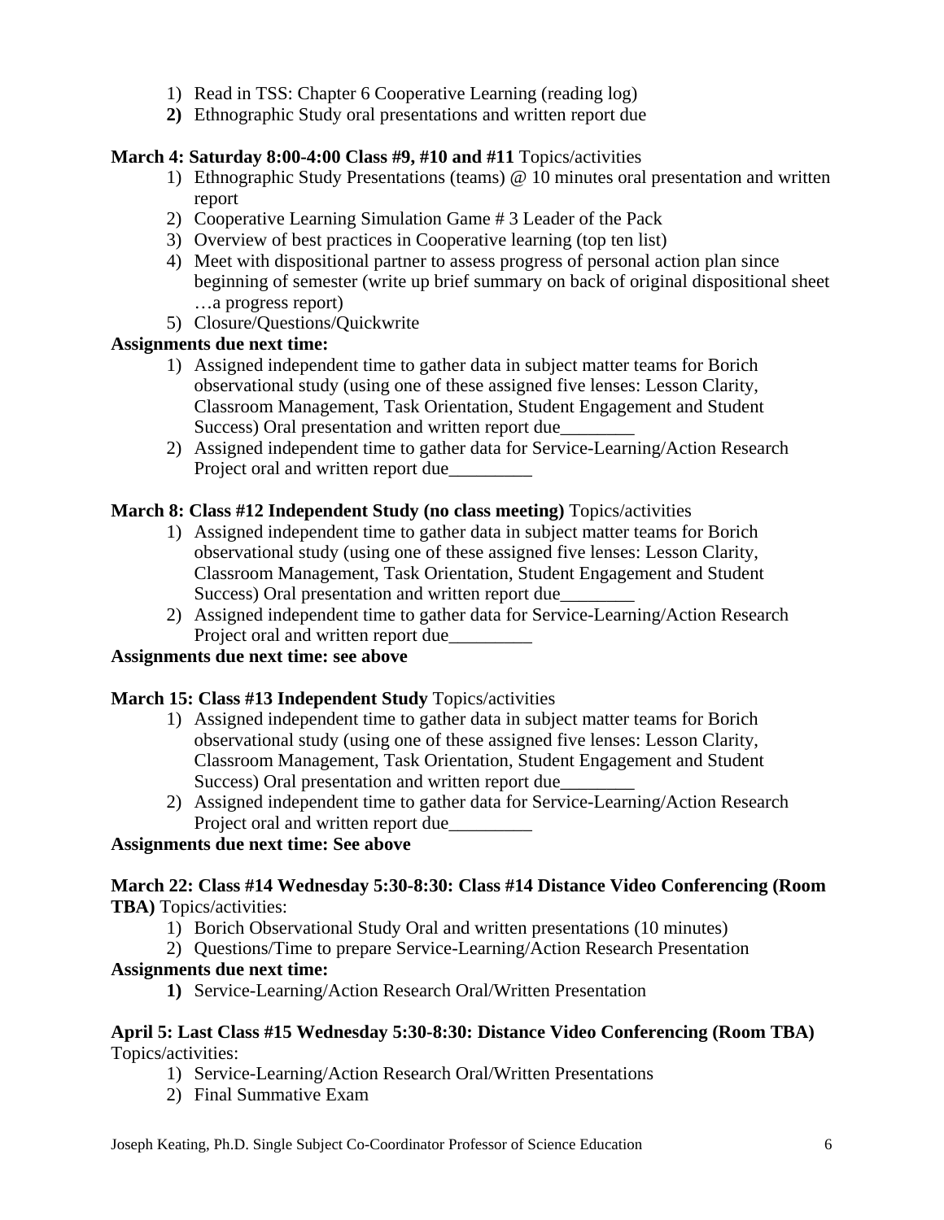1) Read in TSS: Chapter 6 Cooperative Learning (reading log)
2) Ethnographic Study oral presentations and written report due

**March 4: Saturday 8:00-4:00 Class #9, #10 and #11** Topics/activities

1) Ethnographic Study Presentations (teams) @ 10 minutes oral presentation and written report
2) Cooperative Learning Simulation Game # 3 Leader of the Pack
3) Overview of best practices in Cooperative learning (top ten list)
4) Meet with dispositional partner to assess progress of personal action plan since beginning of semester (write up brief summary on back of original dispositional sheet …a progress report)
5) Closure/Questions/Quickwrite

**Assignments due next time:**

1) Assigned independent time to gather data in subject matter teams for Borich observational study (using one of these assigned five lenses: Lesson Clarity, Classroom Management, Task Orientation, Student Engagement and Student Success) Oral presentation and written report due________
2) Assigned independent time to gather data for Service-Learning/Action Research Project oral and written report due_________

**March 8: Class #12 Independent Study (no class meeting)** Topics/activities

1) Assigned independent time to gather data in subject matter teams for Borich observational study (using one of these assigned five lenses: Lesson Clarity, Classroom Management, Task Orientation, Student Engagement and Student Success) Oral presentation and written report due________
2) Assigned independent time to gather data for Service-Learning/Action Research Project oral and written report due_________

**Assignments due next time: see above**

**March 15: Class #13 Independent Study** Topics/activities

1) Assigned independent time to gather data in subject matter teams for Borich observational study (using one of these assigned five lenses: Lesson Clarity, Classroom Management, Task Orientation, Student Engagement and Student Success) Oral presentation and written report due________
2) Assigned independent time to gather data for Service-Learning/Action Research Project oral and written report due_________

**Assignments due next time: See above**

**March 22: Class #14 Wednesday 5:30-8:30: Class #14 Distance Video Conferencing (Room TBA)** Topics/activities:

1) Borich Observational Study Oral and written presentations (10 minutes)
2) Questions/Time to prepare Service-Learning/Action Research Presentation

**Assignments due next time:**

1) Service-Learning/Action Research Oral/Written Presentation

**April 5: Last Class #15 Wednesday 5:30-8:30: Distance Video Conferencing (Room TBA)** Topics/activities:

1) Service-Learning/Action Research Oral/Written Presentations
2) Final Summative Exam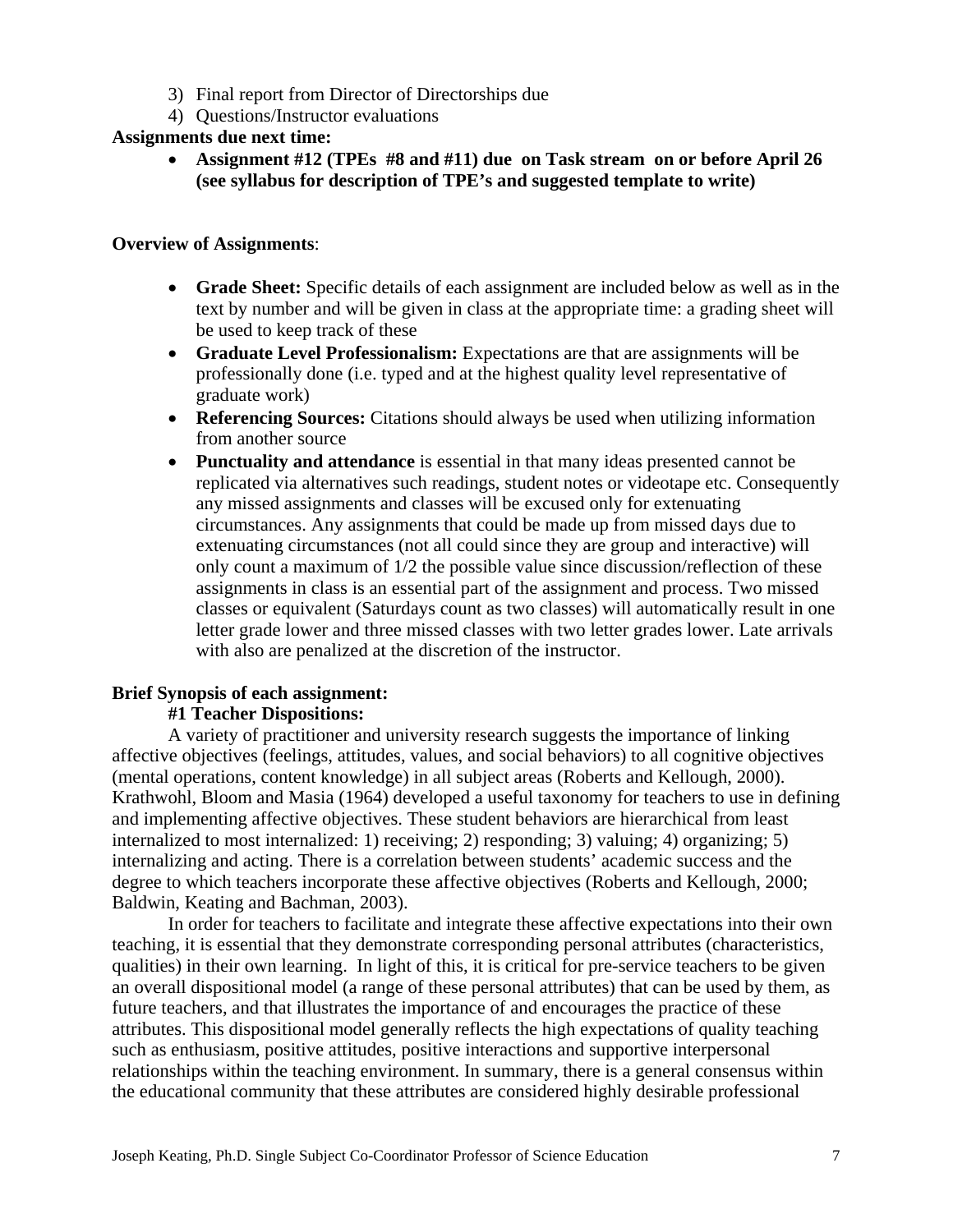3) Final report from Director of Directorships due
4) Questions/Instructor evaluations

**Assignments due next time:**

- **Assignment #12 (TPEs #8 and #11) due on Task stream on or before April 26 (see syllabus for description of TPE's and suggested template to write)**

**Overview of Assignments**:

- **Grade Sheet:** Specific details of each assignment are included below as well as in the text by number and will be given in class at the appropriate time: a grading sheet will be used to keep track of these
- **Graduate Level Professionalism:** Expectations are that are assignments will be professionally done (i.e. typed and at the highest quality level representative of graduate work)
- **Referencing Sources:** Citations should always be used when utilizing information from another source
- **Punctuality and attendance** is essential in that many ideas presented cannot be replicated via alternatives such readings, student notes or videotape etc. Consequently any missed assignments and classes will be excused only for extenuating circumstances. Any assignments that could be made up from missed days due to extenuating circumstances (not all could since they are group and interactive) will only count a maximum of 1/2 the possible value since discussion/reflection of these assignments in class is an essential part of the assignment and process. Two missed classes or equivalent (Saturdays count as two classes) will automatically result in one letter grade lower and three missed classes with two letter grades lower. Late arrivals with also are penalized at the discretion of the instructor.

**Brief Synopsis of each assignment:**

**#1 Teacher Dispositions:**

A variety of practitioner and university research suggests the importance of linking affective objectives (feelings, attitudes, values, and social behaviors) to all cognitive objectives (mental operations, content knowledge) in all subject areas (Roberts and Kellough, 2000). Krathwohl, Bloom and Masia (1964) developed a useful taxonomy for teachers to use in defining and implementing affective objectives. These student behaviors are hierarchical from least internalized to most internalized: 1) receiving; 2) responding; 3) valuing; 4) organizing; 5) internalizing and acting. There is a correlation between students' academic success and the degree to which teachers incorporate these affective objectives (Roberts and Kellough, 2000; Baldwin, Keating and Bachman, 2003).

In order for teachers to facilitate and integrate these affective expectations into their own teaching, it is essential that they demonstrate corresponding personal attributes (characteristics, qualities) in their own learning. In light of this, it is critical for pre-service teachers to be given an overall dispositional model (a range of these personal attributes) that can be used by them, as future teachers, and that illustrates the importance of and encourages the practice of these attributes. This dispositional model generally reflects the high expectations of quality teaching such as enthusiasm, positive attitudes, positive interactions and supportive interpersonal relationships within the teaching environment. In summary, there is a general consensus within the educational community that these attributes are considered highly desirable professional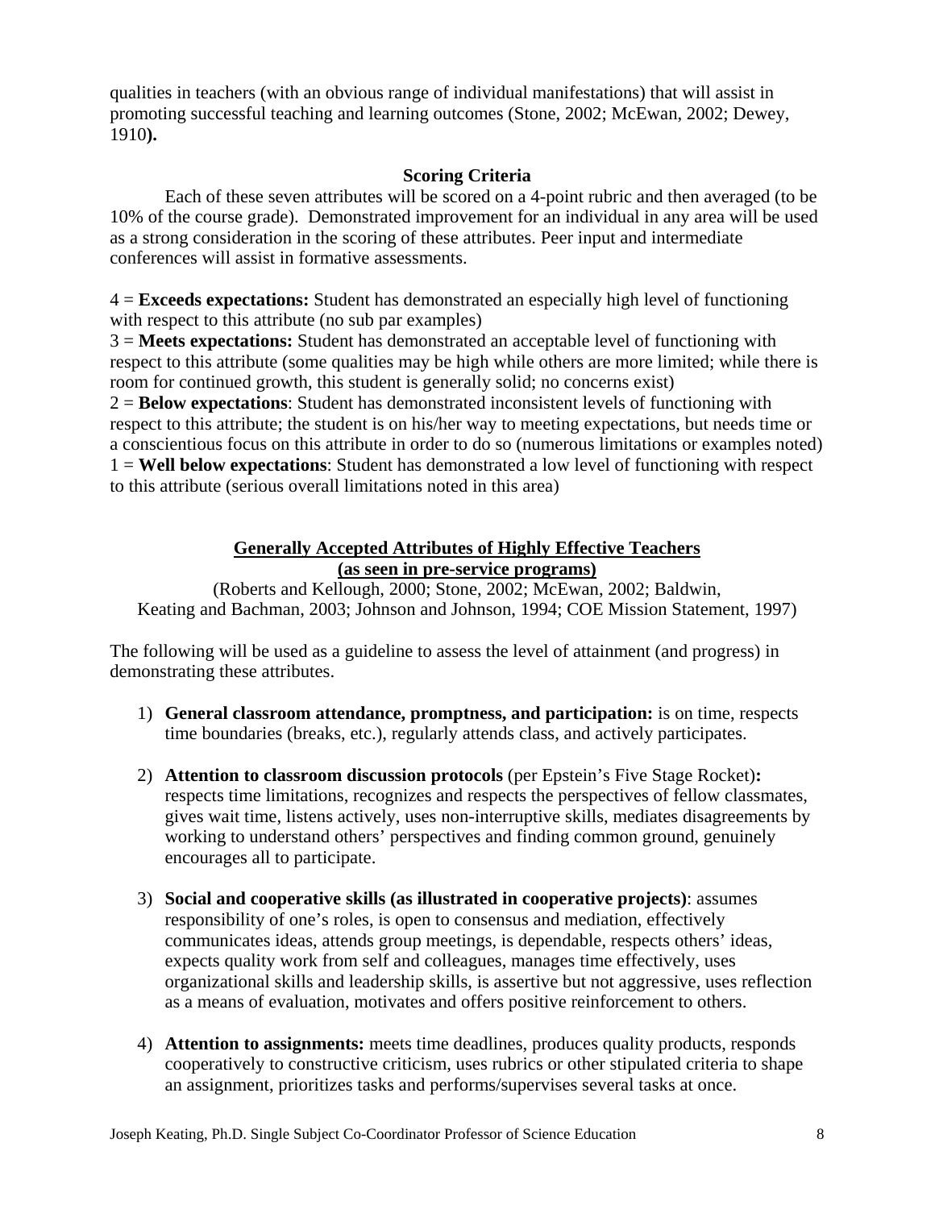qualities in teachers (with an obvious range of individual manifestations) that will assist in promoting successful teaching and learning outcomes (Stone, 2002; McEwan, 2002; Dewey, 1910**).**

### Scoring Criteria

Each of these seven attributes will be scored on a 4-point rubric and then averaged (to be 10% of the course grade). Demonstrated improvement for an individual in any area will be used as a strong consideration in the scoring of these attributes. Peer input and intermediate conferences will assist in formative assessments.

4 = **Exceeds expectations:** Student has demonstrated an especially high level of functioning with respect to this attribute (no sub par examples)
3 = **Meets expectations:** Student has demonstrated an acceptable level of functioning with respect to this attribute (some qualities may be high while others are more limited; while there is room for continued growth, this student is generally solid; no concerns exist)
2 = **Below expectations**: Student has demonstrated inconsistent levels of functioning with respect to this attribute; the student is on his/her way to meeting expectations, but needs time or a conscientious focus on this attribute in order to do so (numerous limitations or examples noted)
1 = **Well below expectations**: Student has demonstrated a low level of functioning with respect to this attribute (serious overall limitations noted in this area)

### Generally Accepted Attributes of Highly Effective Teachers (as seen in pre-service programs)

(Roberts and Kellough, 2000; Stone, 2002; McEwan, 2002; Baldwin, Keating and Bachman, 2003; Johnson and Johnson, 1994; COE Mission Statement, 1997)

The following will be used as a guideline to assess the level of attainment (and progress) in demonstrating these attributes.

1) **General classroom attendance, promptness, and participation:** is on time, respects time boundaries (breaks, etc.), regularly attends class, and actively participates.

2) **Attention to classroom discussion protocols** (per Epstein's Five Stage Rocket)**:** respects time limitations, recognizes and respects the perspectives of fellow classmates, gives wait time, listens actively, uses non-interruptive skills, mediates disagreements by working to understand others' perspectives and finding common ground, genuinely encourages all to participate.

3) **Social and cooperative skills (as illustrated in cooperative projects)**: assumes responsibility of one's roles, is open to consensus and mediation, effectively communicates ideas, attends group meetings, is dependable, respects others' ideas, expects quality work from self and colleagues, manages time effectively, uses organizational skills and leadership skills, is assertive but not aggressive, uses reflection as a means of evaluation, motivates and offers positive reinforcement to others.

4) **Attention to assignments:** meets time deadlines, produces quality products, responds cooperatively to constructive criticism, uses rubrics or other stipulated criteria to shape an assignment, prioritizes tasks and performs/supervises several tasks at once.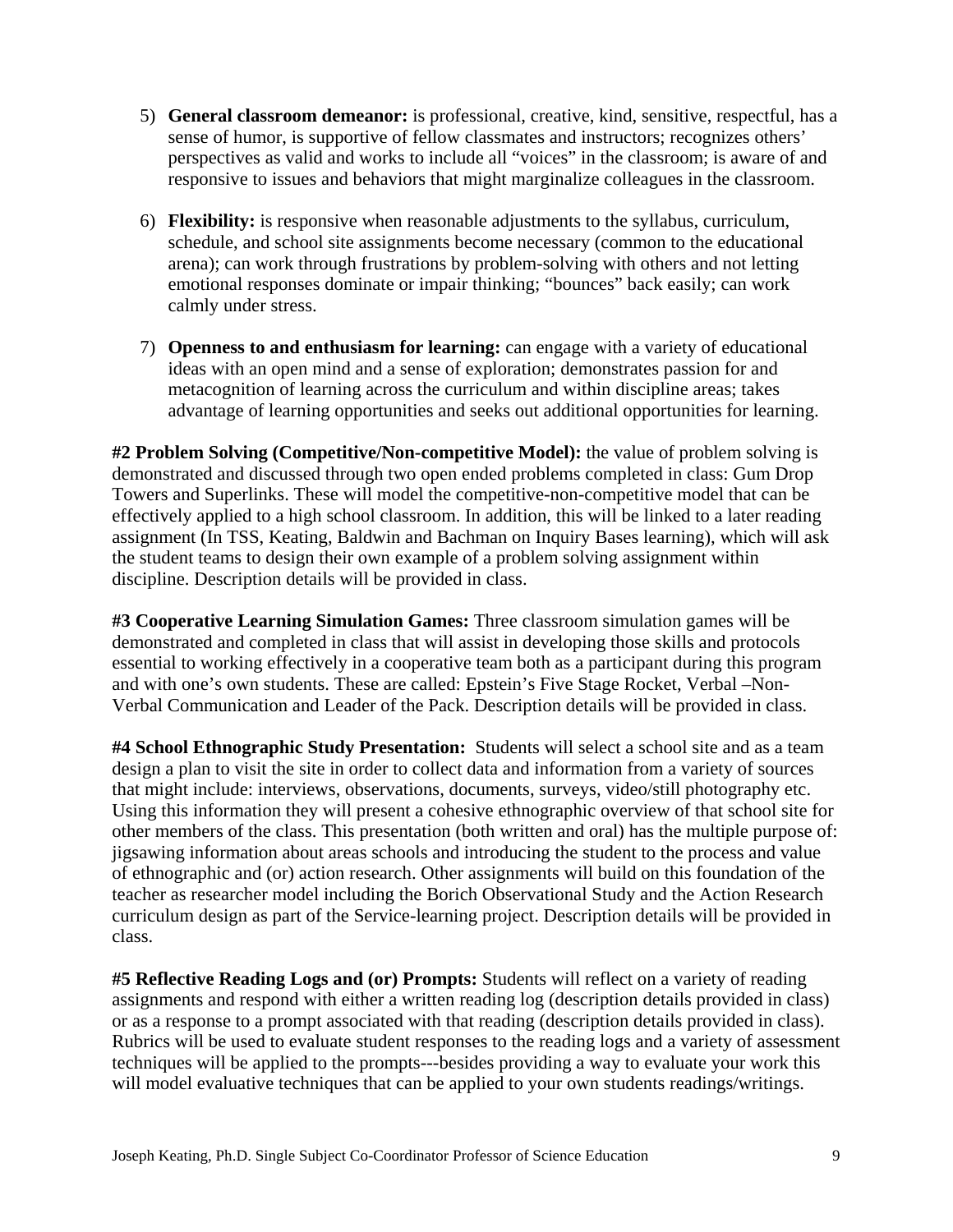5) **General classroom demeanor:** is professional, creative, kind, sensitive, respectful, has a sense of humor, is supportive of fellow classmates and instructors; recognizes others' perspectives as valid and works to include all "voices" in the classroom; is aware of and responsive to issues and behaviors that might marginalize colleagues in the classroom.

6) **Flexibility:** is responsive when reasonable adjustments to the syllabus, curriculum, schedule, and school site assignments become necessary (common to the educational arena); can work through frustrations by problem-solving with others and not letting emotional responses dominate or impair thinking; "bounces" back easily; can work calmly under stress.

7) **Openness to and enthusiasm for learning:** can engage with a variety of educational ideas with an open mind and a sense of exploration; demonstrates passion for and metacognition of learning across the curriculum and within discipline areas; takes advantage of learning opportunities and seeks out additional opportunities for learning.

**#2 Problem Solving (Competitive/Non-competitive Model):** the value of problem solving is demonstrated and discussed through two open ended problems completed in class: Gum Drop Towers and Superlinks. These will model the competitive-non-competitive model that can be effectively applied to a high school classroom. In addition, this will be linked to a later reading assignment (In TSS, Keating, Baldwin and Bachman on Inquiry Bases learning), which will ask the student teams to design their own example of a problem solving assignment within discipline. Description details will be provided in class.

**#3 Cooperative Learning Simulation Games:** Three classroom simulation games will be demonstrated and completed in class that will assist in developing those skills and protocols essential to working effectively in a cooperative team both as a participant during this program and with one's own students. These are called: Epstein's Five Stage Rocket, Verbal –Non-Verbal Communication and Leader of the Pack. Description details will be provided in class.

**#4 School Ethnographic Study Presentation:** Students will select a school site and as a team design a plan to visit the site in order to collect data and information from a variety of sources that might include: interviews, observations, documents, surveys, video/still photography etc. Using this information they will present a cohesive ethnographic overview of that school site for other members of the class. This presentation (both written and oral) has the multiple purpose of: jigsawing information about areas schools and introducing the student to the process and value of ethnographic and (or) action research. Other assignments will build on this foundation of the teacher as researcher model including the Borich Observational Study and the Action Research curriculum design as part of the Service-learning project. Description details will be provided in class.

**#5 Reflective Reading Logs and (or) Prompts:** Students will reflect on a variety of reading assignments and respond with either a written reading log (description details provided in class) or as a response to a prompt associated with that reading (description details provided in class). Rubrics will be used to evaluate student responses to the reading logs and a variety of assessment techniques will be applied to the prompts---besides providing a way to evaluate your work this will model evaluative techniques that can be applied to your own students readings/writings.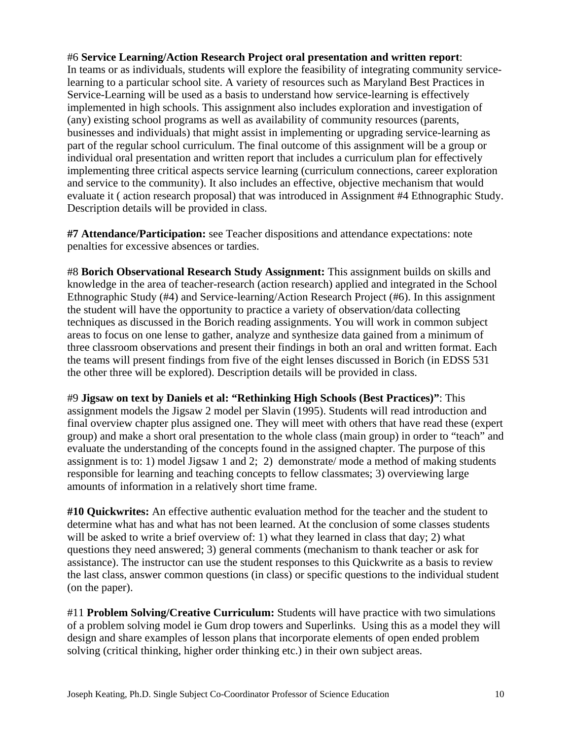#6 **Service Learning/Action Research Project oral presentation and written report**: In teams or as individuals, students will explore the feasibility of integrating community service-learning to a particular school site. A variety of resources such as Maryland Best Practices in Service-Learning will be used as a basis to understand how service-learning is effectively implemented in high schools. This assignment also includes exploration and investigation of (any) existing school programs as well as availability of community resources (parents, businesses and individuals) that might assist in implementing or upgrading service-learning as part of the regular school curriculum. The final outcome of this assignment will be a group or individual oral presentation and written report that includes a curriculum plan for effectively implementing three critical aspects service learning (curriculum connections, career exploration and service to the community). It also includes an effective, objective mechanism that would evaluate it ( action research proposal) that was introduced in Assignment #4 Ethnographic Study. Description details will be provided in class.

**#7 Attendance/Participation:** see Teacher dispositions and attendance expectations: note penalties for excessive absences or tardies.

#8 **Borich Observational Research Study Assignment:** This assignment builds on skills and knowledge in the area of teacher-research (action research) applied and integrated in the School Ethnographic Study (#4) and Service-learning/Action Research Project (#6). In this assignment the student will have the opportunity to practice a variety of observation/data collecting techniques as discussed in the Borich reading assignments. You will work in common subject areas to focus on one lense to gather, analyze and synthesize data gained from a minimum of three classroom observations and present their findings in both an oral and written format. Each the teams will present findings from five of the eight lenses discussed in Borich (in EDSS 531 the other three will be explored). Description details will be provided in class.

#9 **Jigsaw on text by Daniels et al: "Rethinking High Schools (Best Practices)"**: This assignment models the Jigsaw 2 model per Slavin (1995). Students will read introduction and final overview chapter plus assigned one. They will meet with others that have read these (expert group) and make a short oral presentation to the whole class (main group) in order to "teach" and evaluate the understanding of the concepts found in the assigned chapter. The purpose of this assignment is to: 1) model Jigsaw 1 and 2; 2) demonstrate/ mode a method of making students responsible for learning and teaching concepts to fellow classmates; 3) overviewing large amounts of information in a relatively short time frame.

**#10 Quickwrites:** An effective authentic evaluation method for the teacher and the student to determine what has and what has not been learned. At the conclusion of some classes students will be asked to write a brief overview of: 1) what they learned in class that day; 2) what questions they need answered; 3) general comments (mechanism to thank teacher or ask for assistance). The instructor can use the student responses to this Quickwrite as a basis to review the last class, answer common questions (in class) or specific questions to the individual student (on the paper).

#11 **Problem Solving/Creative Curriculum:** Students will have practice with two simulations of a problem solving model ie Gum drop towers and Superlinks. Using this as a model they will design and share examples of lesson plans that incorporate elements of open ended problem solving (critical thinking, higher order thinking etc.) in their own subject areas.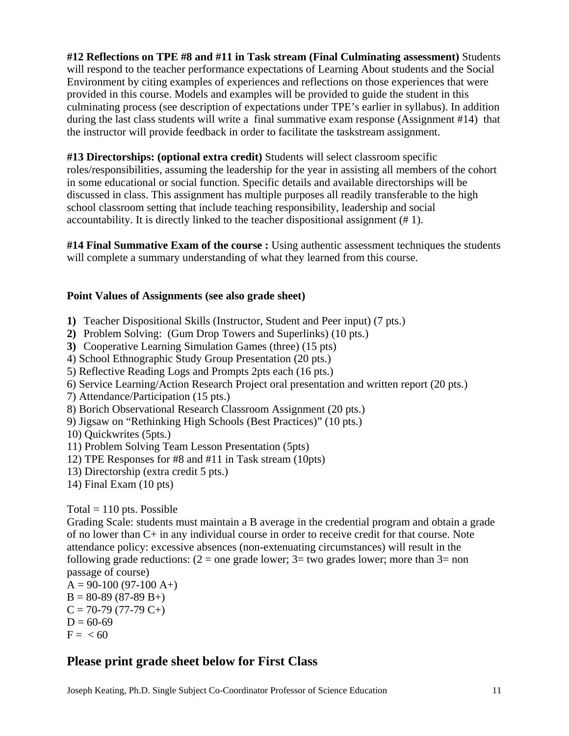**#12 Reflections on TPE #8 and #11 in Task stream (Final Culminating assessment)** Students will respond to the teacher performance expectations of Learning About students and the Social Environment by citing examples of experiences and reflections on those experiences that were provided in this course. Models and examples will be provided to guide the student in this culminating process (see description of expectations under TPE's earlier in syllabus). In addition during the last class students will write a final summative exam response (Assignment #14) that the instructor will provide feedback in order to facilitate the taskstream assignment.

**#13 Directorships: (optional extra credit)** Students will select classroom specific roles/responsibilities, assuming the leadership for the year in assisting all members of the cohort in some educational or social function. Specific details and available directorships will be discussed in class. This assignment has multiple purposes all readily transferable to the high school classroom setting that include teaching responsibility, leadership and social accountability. It is directly linked to the teacher dispositional assignment (# 1).

**#14 Final Summative Exam of the course :** Using authentic assessment techniques the students will complete a summary understanding of what they learned from this course.

**Point Values of Assignments (see also grade sheet)**

**1)** Teacher Dispositional Skills (Instructor, Student and Peer input) (7 pts.)
**2)** Problem Solving: (Gum Drop Towers and Superlinks) (10 pts.)
**3)** Cooperative Learning Simulation Games (three) (15 pts)
4) School Ethnographic Study Group Presentation (20 pts.)
5) Reflective Reading Logs and Prompts 2pts each (16 pts.)
6) Service Learning/Action Research Project oral presentation and written report (20 pts.)
7) Attendance/Participation (15 pts.)
8) Borich Observational Research Classroom Assignment (20 pts.)
9) Jigsaw on "Rethinking High Schools (Best Practices)" (10 pts.)
10) Quickwrites (5pts.)
11) Problem Solving Team Lesson Presentation (5pts)
12) TPE Responses for #8 and #11 in Task stream (10pts)
13) Directorship (extra credit 5 pts.)
14) Final Exam (10 pts)

Total = 110 pts. Possible
Grading Scale: students must maintain a B average in the credential program and obtain a grade of no lower than C+ in any individual course in order to receive credit for that course. Note attendance policy: excessive absences (non-extenuating circumstances) will result in the following grade reductions: (2 = one grade lower; 3= two grades lower; more than 3= non passage of course)
A = 90-100 (97-100 A+)
B = 80-89 (87-89 B+)
C = 70-79 (77-79 C+)
D = 60-69
F = < 60

## Please print grade sheet below for First Class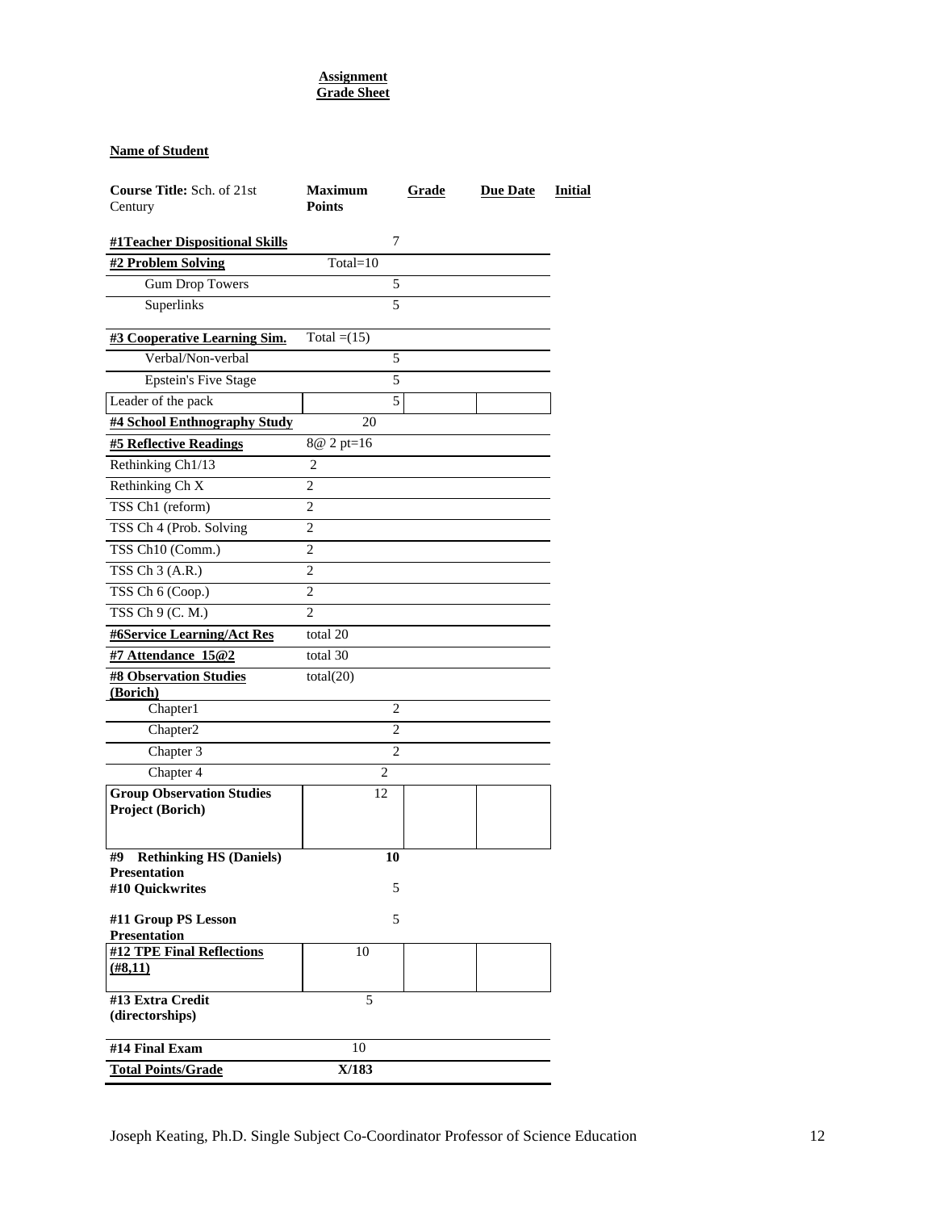**Assignment**
**Grade Sheet**

**Name of Student**

| **Course Title:** Sch. of 21st Century | **Maximum Points** | **Grade** | **Due Date** | **Initial** |
|---|---|---|---|---|
| **#1Teacher Dispositional Skills** | 7 | | | |
| **#2 Problem Solving** | Total=10 | | | |
| Gum Drop Towers | 5 | | | |
| Superlinks | 5 | | | |
| **#3 Cooperative Learning Sim.** | Total =(15) | | | |
| Verbal/Non-verbal | 5 | | | |
| Epstein's Five Stage | 5 | | | |
| Leader of the pack | 5 | | | |
| **#4 School Enthnography Study** | 20 | | | |
| **#5 Reflective Readings** | 8@ 2 pt=16 | | | |
| Rethinking Ch1/13 | 2 | | | |
| Rethinking Ch X | 2 | | | |
| TSS Ch1 (reform) | 2 | | | |
| TSS Ch 4 (Prob. Solving | 2 | | | |
| TSS Ch10 (Comm.) | 2 | | | |
| TSS Ch 3 (A.R.) | 2 | | | |
| TSS Ch 6 (Coop.) | 2 | | | |
| TSS Ch 9 (C. M.) | 2 | | | |
| **#6Service Learning/Act Res** | total 20 | | | |
| **#7 Attendance 15@2** | total 30 | | | |
| **#8 Observation Studies (Borich)** | total(20) | | | |
| Chapter1 | 2 | | | |
| Chapter2 | 2 | | | |
| Chapter 3 | 2 | | | |
| Chapter 4 | 2 | | | |
| **Group Observation Studies Project (Borich)** | 12 | | | |
| **#9 Rethinking HS (Daniels) Presentation** | **10** | | | |
| **#10 Quickwrites** | 5 | | | |
| **#11 Group PS Lesson Presentation** | 5 | | | |
| **#12 TPE Final Reflections (#8,11)** | 10 | | | |
| **#13 Extra Credit (directorships)** | 5 | | | |
| **#14 Final Exam** | 10 | | | |
| **Total Points/Grade** | **X/183** | | | |

Joseph Keating, Ph.D. Single Subject Co-Coordinator Professor of Science Education